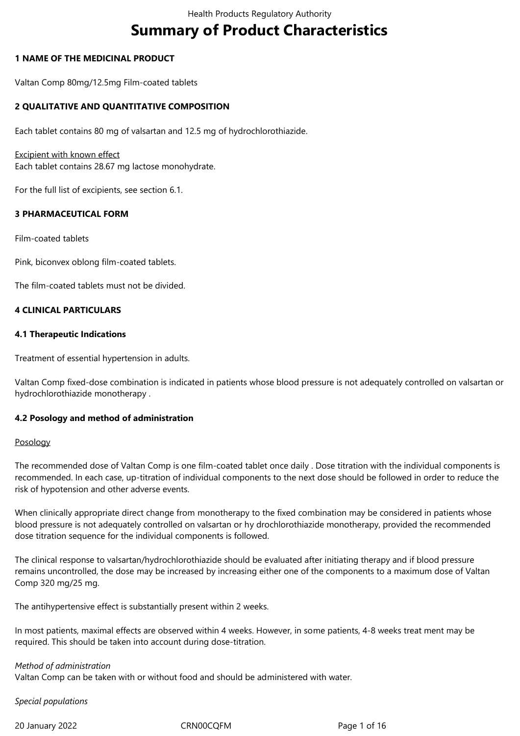# Summary of Product Characteristics

## 1 NAME OF THE MEDICINAL PRODUCT

Valtan Comp 80mg/12.5mg Film-coated tablets

## 2 QUALITATIVE AND QUANTITATIVE COMPOSITION

Each tablet contains 80 mg of valsartan and 12.5 mg of hydrochlorothiazide.

Excipient with known effect
Each tablet contains 28.67 mg lactose monohydrate.

For the full list of excipients, see section 6.1.

## 3 PHARMACEUTICAL FORM

Film-coated tablets

Pink, biconvex oblong film-coated tablets.

The film-coated tablets must not be divided.

## 4 CLINICAL PARTICULARS

### 4.1 Therapeutic Indications

Treatment of essential hypertension in adults.

Valtan Comp fixed-dose combination is indicated in patients whose blood pressure is not adequately controlled on valsartan or hydrochlorothiazide monotherapy .

### 4.2 Posology and method of administration

Posology

The recommended dose of Valtan Comp is one film-coated tablet once daily . Dose titration with the individual components is recommended. In each case, up-titration of individual components to the next dose should be followed in order to reduce the risk of hypotension and other adverse events.

When clinically appropriate direct change from monotherapy to the fixed combination may be considered in patients whose blood pressure is not adequately controlled on valsartan or hy drochlorothiazide monotherapy, provided the recommended dose titration sequence for the individual components is followed.

The clinical response to valsartan/hydrochlorothiazide should be evaluated after initiating therapy and if blood pressure remains uncontrolled, the dose may be increased by increasing either one of the components to a maximum dose of Valtan Comp 320 mg/25 mg.

The antihypertensive effect is substantially present within 2 weeks.

In most patients, maximal effects are observed within 4 weeks. However, in some patients, 4-8 weeks treat ment may be required. This should be taken into account during dose-titration.

*Method of administration*
Valtan Comp can be taken with or without food and should be administered with water.

*Special populations*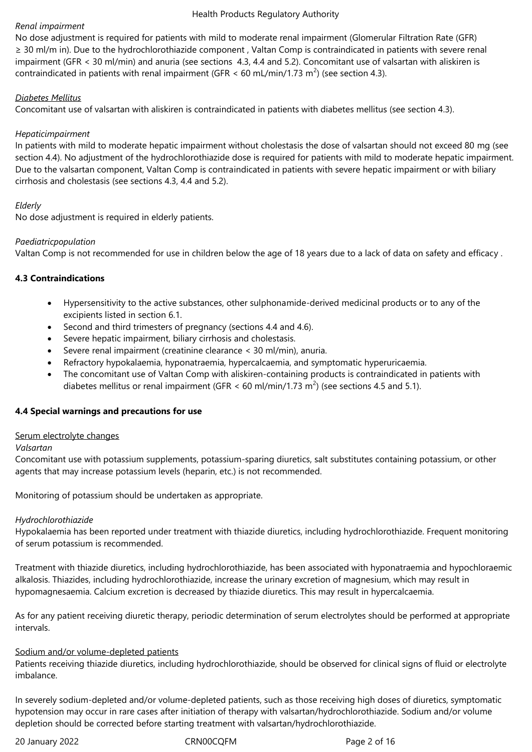*Renal impairment*

No dose adjustment is required for patients with mild to moderate renal impairment (Glomerular Filtration Rate (GFR) ≥ 30 ml/m in). Due to the hydrochlorothiazide component , Valtan Comp is contraindicated in patients with severe renal impairment (GFR < 30 ml/min) and anuria (see sections 4.3, 4.4 and 5.2). Concomitant use of valsartan with aliskiren is contraindicated in patients with renal impairment (GFR < 60 mL/min/1.73 $m^2$) (see section 4.3).

*Diabetes Mellitus*

Concomitant use of valsartan with aliskiren is contraindicated in patients with diabetes mellitus (see section 4.3).

*Hepaticimpairment*

In patients with mild to moderate hepatic impairment without cholestasis the dose of valsartan should not exceed 80 mg (see section 4.4). No adjustment of the hydrochlorothiazide dose is required for patients with mild to moderate hepatic impairment. Due to the valsartan component, Valtan Comp is contraindicated in patients with severe hepatic impairment or with biliary cirrhosis and cholestasis (see sections 4.3, 4.4 and 5.2).

*Elderly*

No dose adjustment is required in elderly patients.

*Paediatricpopulation*

Valtan Comp is not recommended for use in children below the age of 18 years due to a lack of data on safety and efficacy .

### 4.3 Contraindications

- Hypersensitivity to the active substances, other sulphonamide-derived medicinal products or to any of the excipients listed in section 6.1.
- Second and third trimesters of pregnancy (sections 4.4 and 4.6).
- Severe hepatic impairment, biliary cirrhosis and cholestasis.
- Severe renal impairment (creatinine clearance < 30 ml/min), anuria.
- Refractory hypokalaemia, hyponatraemia, hypercalcaemia, and symptomatic hyperuricaemia.
- The concomitant use of Valtan Comp with aliskiren-containing products is contraindicated in patients with diabetes mellitus or renal impairment (GFR < 60 ml/min/1.73 $m^2$) (see sections 4.5 and 5.1).

### 4.4 Special warnings and precautions for use

Serum electrolyte changes

*Valsartan*

Concomitant use with potassium supplements, potassium-sparing diuretics, salt substitutes containing potassium, or other agents that may increase potassium levels (heparin, etc.) is not recommended.

Monitoring of potassium should be undertaken as appropriate.

*Hydrochlorothiazide*

Hypokalaemia has been reported under treatment with thiazide diuretics, including hydrochlorothiazide. Frequent monitoring of serum potassium is recommended.

Treatment with thiazide diuretics, including hydrochlorothiazide, has been associated with hyponatraemia and hypochloraemic alkalosis. Thiazides, including hydrochlorothiazide, increase the urinary excretion of magnesium, which may result in hypomagnesaemia. Calcium excretion is decreased by thiazide diuretics. This may result in hypercalcaemia.

As for any patient receiving diuretic therapy, periodic determination of serum electrolytes should be performed at appropriate intervals.

Sodium and/or volume-depleted patients

Patients receiving thiazide diuretics, including hydrochlorothiazide, should be observed for clinical signs of fluid or electrolyte imbalance.

In severely sodium-depleted and/or volume-depleted patients, such as those receiving high doses of diuretics, symptomatic hypotension may occur in rare cases after initiation of therapy with valsartan/hydrochlorothiazide. Sodium and/or volume depletion should be corrected before starting treatment with valsartan/hydrochlorothiazide.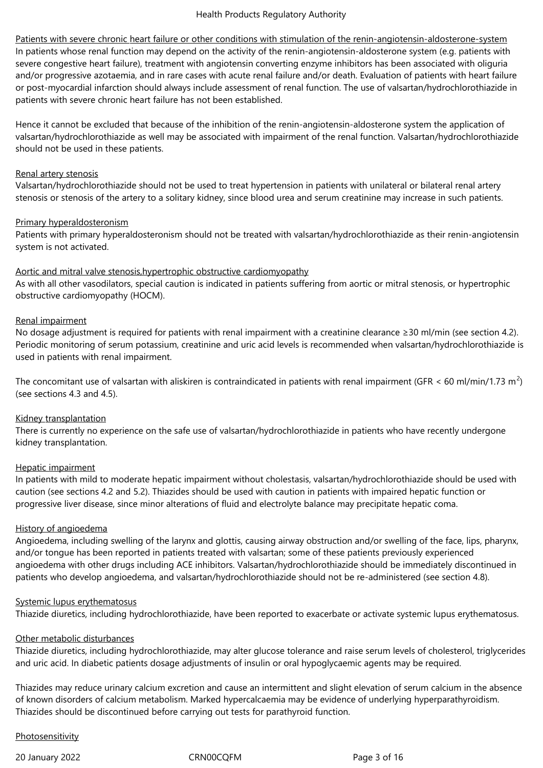Patients with severe chronic heart failure or other conditions with stimulation of the renin-angiotensin-aldosterone-system

In patients whose renal function may depend on the activity of the renin-angiotensin-aldosterone system (e.g. patients with severe congestive heart failure), treatment with angiotensin converting enzyme inhibitors has been associated with oliguria and/or progressive azotaemia, and in rare cases with acute renal failure and/or death. Evaluation of patients with heart failure or post-myocardial infarction should always include assessment of renal function. The use of valsartan/hydrochlorothiazide in patients with severe chronic heart failure has not been established.

Hence it cannot be excluded that because of the inhibition of the renin-angiotensin-aldosterone system the application of valsartan/hydrochlorothiazide as well may be associated with impairment of the renal function. Valsartan/hydrochlorothiazide should not be used in these patients.

Renal artery stenosis

Valsartan/hydrochlorothiazide should not be used to treat hypertension in patients with unilateral or bilateral renal artery stenosis or stenosis of the artery to a solitary kidney, since blood urea and serum creatinine may increase in such patients.

Primary hyperaldosteronism

Patients with primary hyperaldosteronism should not be treated with valsartan/hydrochlorothiazide as their renin-angiotensin system is not activated.

Aortic and mitral valve stenosis,hypertrophic obstructive cardiomyopathy

As with all other vasodilators, special caution is indicated in patients suffering from aortic or mitral stenosis, or hypertrophic obstructive cardiomyopathy (HOCM).

Renal impairment

No dosage adjustment is required for patients with renal impairment with a creatinine clearance ≥30 ml/min (see section 4.2). Periodic monitoring of serum potassium, creatinine and uric acid levels is recommended when valsartan/hydrochlorothiazide is used in patients with renal impairment.

The concomitant use of valsartan with aliskiren is contraindicated in patients with renal impairment (GFR < 60 ml/min/1.73 $m^2$) (see sections 4.3 and 4.5).

Kidney transplantation

There is currently no experience on the safe use of valsartan/hydrochlorothiazide in patients who have recently undergone kidney transplantation.

Hepatic impairment

In patients with mild to moderate hepatic impairment without cholestasis, valsartan/hydrochlorothiazide should be used with caution (see sections 4.2 and 5.2). Thiazides should be used with caution in patients with impaired hepatic function or progressive liver disease, since minor alterations of fluid and electrolyte balance may precipitate hepatic coma.

History of angioedema

Angioedema, including swelling of the larynx and glottis, causing airway obstruction and/or swelling of the face, lips, pharynx, and/or tongue has been reported in patients treated with valsartan; some of these patients previously experienced angioedema with other drugs including ACE inhibitors. Valsartan/hydrochlorothiazide should be immediately discontinued in patients who develop angioedema, and valsartan/hydrochlorothiazide should not be re-administered (see section 4.8).

Systemic lupus erythematosus

Thiazide diuretics, including hydrochlorothiazide, have been reported to exacerbate or activate systemic lupus erythematosus.

Other metabolic disturbances

Thiazide diuretics, including hydrochlorothiazide, may alter glucose tolerance and raise serum levels of cholesterol, triglycerides and uric acid. In diabetic patients dosage adjustments of insulin or oral hypoglycaemic agents may be required.

Thiazides may reduce urinary calcium excretion and cause an intermittent and slight elevation of serum calcium in the absence of known disorders of calcium metabolism. Marked hypercalcaemia may be evidence of underlying hyperparathyroidism. Thiazides should be discontinued before carrying out tests for parathyroid function.

Photosensitivity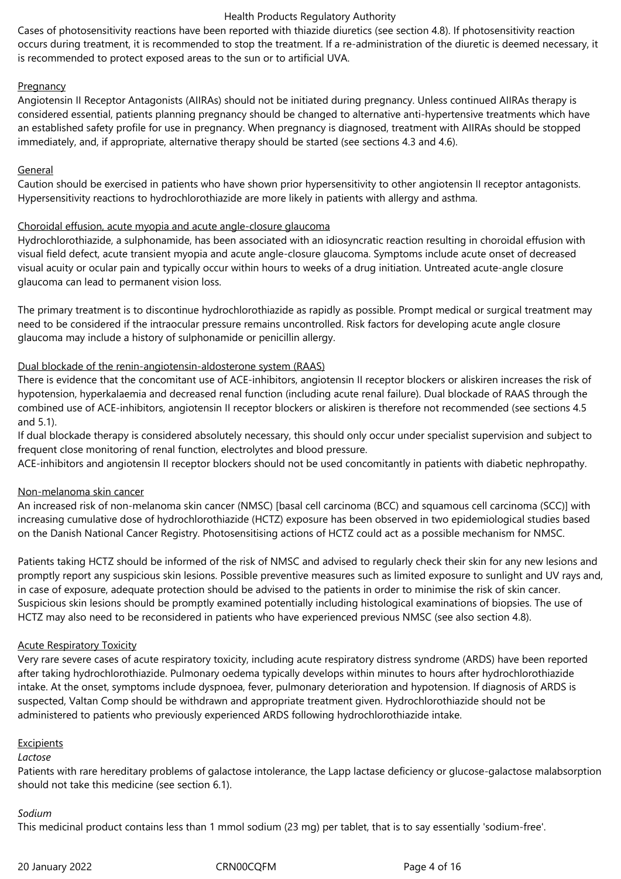Cases of photosensitivity reactions have been reported with thiazide diuretics (see section 4.8). If photosensitivity reaction occurs during treatment, it is recommended to stop the treatment. If a re-administration of the diuretic is deemed necessary, it is recommended to protect exposed areas to the sun or to artificial UVA.

Pregnancy

Angiotensin II Receptor Antagonists (AIIRAs) should not be initiated during pregnancy. Unless continued AIIRAs therapy is considered essential, patients planning pregnancy should be changed to alternative anti-hypertensive treatments which have an established safety profile for use in pregnancy. When pregnancy is diagnosed, treatment with AIIRAs should be stopped immediately, and, if appropriate, alternative therapy should be started (see sections 4.3 and 4.6).

General

Caution should be exercised in patients who have shown prior hypersensitivity to other angiotensin II receptor antagonists. Hypersensitivity reactions to hydrochlorothiazide are more likely in patients with allergy and asthma.

Choroidal effusion, acute myopia and acute angle-closure glaucoma

Hydrochlorothiazide, a sulphonamide, has been associated with an idiosyncratic reaction resulting in choroidal effusion with visual field defect, acute transient myopia and acute angle-closure glaucoma. Symptoms include acute onset of decreased visual acuity or ocular pain and typically occur within hours to weeks of a drug initiation. Untreated acute-angle closure glaucoma can lead to permanent vision loss.

The primary treatment is to discontinue hydrochlorothiazide as rapidly as possible. Prompt medical or surgical treatment may need to be considered if the intraocular pressure remains uncontrolled. Risk factors for developing acute angle closure glaucoma may include a history of sulphonamide or penicillin allergy.

Dual blockade of the renin-angiotensin-aldosterone system (RAAS)

There is evidence that the concomitant use of ACE-inhibitors, angiotensin II receptor blockers or aliskiren increases the risk of hypotension, hyperkalaemia and decreased renal function (including acute renal failure). Dual blockade of RAAS through the combined use of ACE-inhibitors, angiotensin II receptor blockers or aliskiren is therefore not recommended (see sections 4.5 and 5.1).

If dual blockade therapy is considered absolutely necessary, this should only occur under specialist supervision and subject to frequent close monitoring of renal function, electrolytes and blood pressure.

ACE-inhibitors and angiotensin II receptor blockers should not be used concomitantly in patients with diabetic nephropathy.

Non-melanoma skin cancer

An increased risk of non-melanoma skin cancer (NMSC) [basal cell carcinoma (BCC) and squamous cell carcinoma (SCC)] with increasing cumulative dose of hydrochlorothiazide (HCTZ) exposure has been observed in two epidemiological studies based on the Danish National Cancer Registry. Photosensitising actions of HCTZ could act as a possible mechanism for NMSC.

Patients taking HCTZ should be informed of the risk of NMSC and advised to regularly check their skin for any new lesions and promptly report any suspicious skin lesions. Possible preventive measures such as limited exposure to sunlight and UV rays and, in case of exposure, adequate protection should be advised to the patients in order to minimise the risk of skin cancer. Suspicious skin lesions should be promptly examined potentially including histological examinations of biopsies. The use of HCTZ may also need to be reconsidered in patients who have experienced previous NMSC (see also section 4.8).

Acute Respiratory Toxicity

Very rare severe cases of acute respiratory toxicity, including acute respiratory distress syndrome (ARDS) have been reported after taking hydrochlorothiazide. Pulmonary oedema typically develops within minutes to hours after hydrochlorothiazide intake. At the onset, symptoms include dyspnoea, fever, pulmonary deterioration and hypotension. If diagnosis of ARDS is suspected, Valtan Comp should be withdrawn and appropriate treatment given. Hydrochlorothiazide should not be administered to patients who previously experienced ARDS following hydrochlorothiazide intake.

Excipients

*Lactose*

Patients with rare hereditary problems of galactose intolerance, the Lapp lactase deficiency or glucose-galactose malabsorption should not take this medicine (see section 6.1).

*Sodium*

This medicinal product contains less than 1 mmol sodium (23 mg) per tablet, that is to say essentially 'sodium-free'.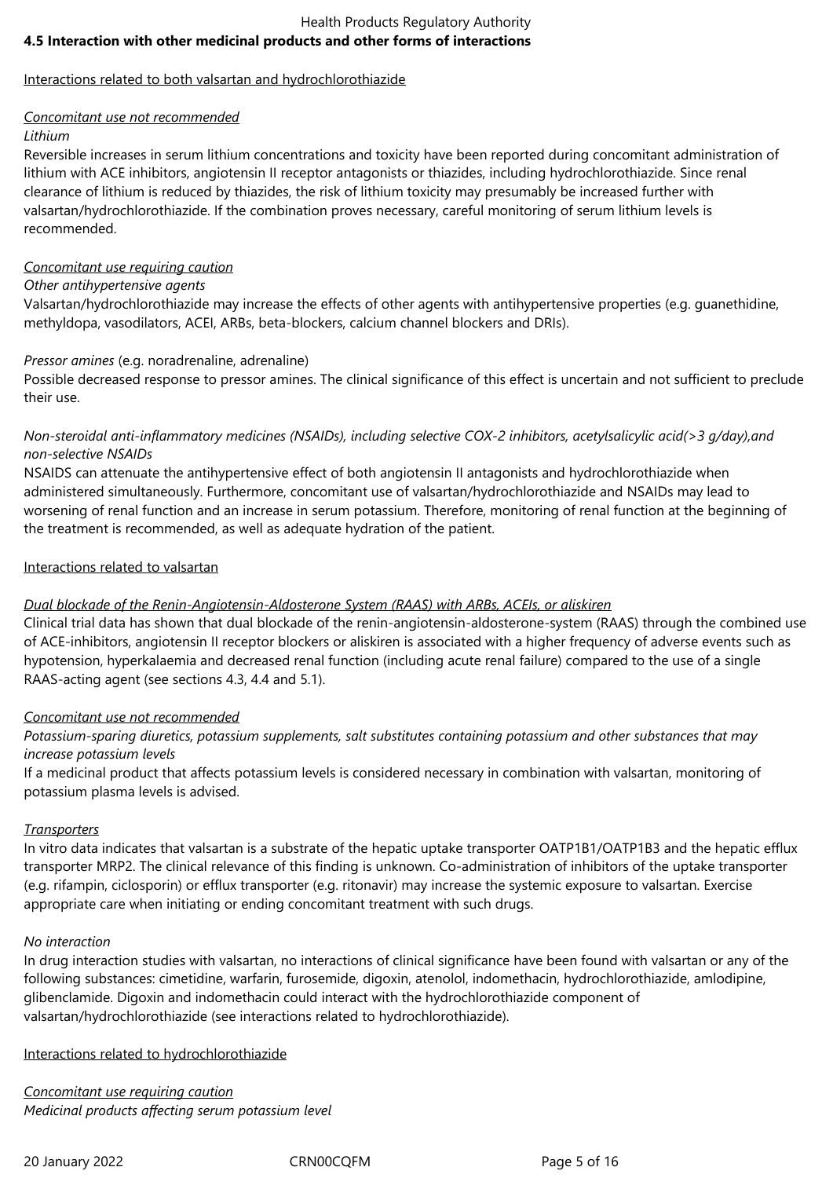## 4.5 Interaction with other medicinal products and other forms of interactions

Interactions related to both valsartan and hydrochlorothiazide

*Concomitant use not recommended*

*Lithium*

Reversible increases in serum lithium concentrations and toxicity have been reported during concomitant administration of lithium with ACE inhibitors, angiotensin II receptor antagonists or thiazides, including hydrochlorothiazide. Since renal clearance of lithium is reduced by thiazides, the risk of lithium toxicity may presumably be increased further with valsartan/hydrochlorothiazide. If the combination proves necessary, careful monitoring of serum lithium levels is recommended.

*Concomitant use requiring caution*

*Other antihypertensive agents*

Valsartan/hydrochlorothiazide may increase the effects of other agents with antihypertensive properties (e.g. guanethidine, methyldopa, vasodilators, ACEI, ARBs, beta-blockers, calcium channel blockers and DRIs).

*Pressor amines* (e.g. noradrenaline, adrenaline)

Possible decreased response to pressor amines. The clinical significance of this effect is uncertain and not sufficient to preclude their use.

*Non-steroidal anti-inflammatory medicines (NSAIDs), including selective COX-2 inhibitors, acetylsalicylic acid(>3 g/day),and non-selective NSAIDs*

NSAIDS can attenuate the antihypertensive effect of both angiotensin II antagonists and hydrochlorothiazide when administered simultaneously. Furthermore, concomitant use of valsartan/hydrochlorothiazide and NSAIDs may lead to worsening of renal function and an increase in serum potassium. Therefore, monitoring of renal function at the beginning of the treatment is recommended, as well as adequate hydration of the patient.

Interactions related to valsartan

*Dual blockade of the Renin-Angiotensin-Aldosterone System (RAAS) with ARBs, ACEIs, or aliskiren*

Clinical trial data has shown that dual blockade of the renin-angiotensin-aldosterone-system (RAAS) through the combined use of ACE-inhibitors, angiotensin II receptor blockers or aliskiren is associated with a higher frequency of adverse events such as hypotension, hyperkalaemia and decreased renal function (including acute renal failure) compared to the use of a single RAAS-acting agent (see sections 4.3, 4.4 and 5.1).

*Concomitant use not recommended*

*Potassium-sparing diuretics, potassium supplements, salt substitutes containing potassium and other substances that may increase potassium levels*

If a medicinal product that affects potassium levels is considered necessary in combination with valsartan, monitoring of potassium plasma levels is advised.

*Transporters*

In vitro data indicates that valsartan is a substrate of the hepatic uptake transporter OATP1B1/OATP1B3 and the hepatic efflux transporter MRP2. The clinical relevance of this finding is unknown. Co-administration of inhibitors of the uptake transporter (e.g. rifampin, ciclosporin) or efflux transporter (e.g. ritonavir) may increase the systemic exposure to valsartan. Exercise appropriate care when initiating or ending concomitant treatment with such drugs.

*No interaction*

In drug interaction studies with valsartan, no interactions of clinical significance have been found with valsartan or any of the following substances: cimetidine, warfarin, furosemide, digoxin, atenolol, indomethacin, hydrochlorothiazide, amlodipine, glibenclamide. Digoxin and indomethacin could interact with the hydrochlorothiazide component of valsartan/hydrochlorothiazide (see interactions related to hydrochlorothiazide).

Interactions related to hydrochlorothiazide

*Concomitant use requiring caution*

*Medicinal products affecting serum potassium level*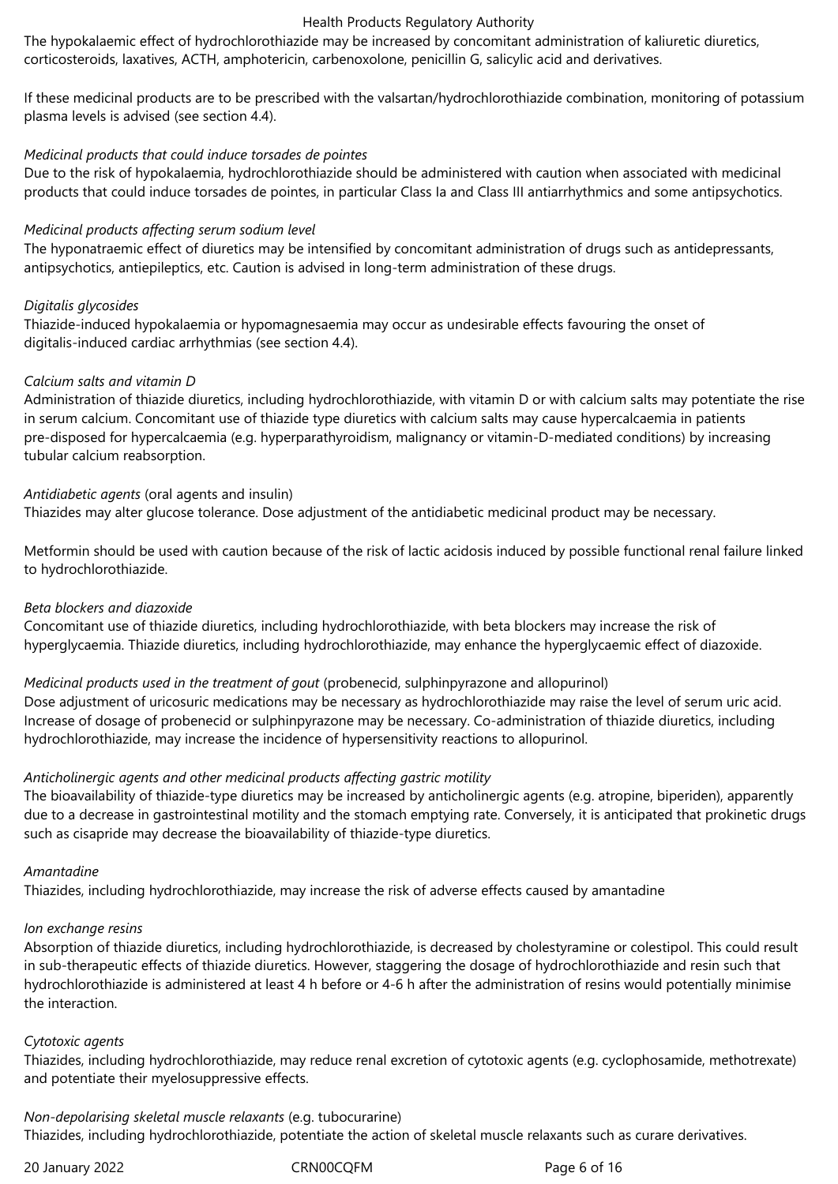The hypokalaemic effect of hydrochlorothiazide may be increased by concomitant administration of kaliuretic diuretics, corticosteroids, laxatives, ACTH, amphotericin, carbenoxolone, penicillin G, salicylic acid and derivatives.

If these medicinal products are to be prescribed with the valsartan/hydrochlorothiazide combination, monitoring of potassium plasma levels is advised (see section 4.4).

*Medicinal products that could induce torsades de pointes*

Due to the risk of hypokalaemia, hydrochlorothiazide should be administered with caution when associated with medicinal products that could induce torsades de pointes, in particular Class Ia and Class III antiarrhythmics and some antipsychotics.

*Medicinal products affecting serum sodium level*

The hyponatraemic effect of diuretics may be intensified by concomitant administration of drugs such as antidepressants, antipsychotics, antiepileptics, etc. Caution is advised in long-term administration of these drugs.

*Digitalis glycosides*

Thiazide-induced hypokalaemia or hypomagnesaemia may occur as undesirable effects favouring the onset of digitalis-induced cardiac arrhythmias (see section 4.4).

*Calcium salts and vitamin D*

Administration of thiazide diuretics, including hydrochlorothiazide, with vitamin D or with calcium salts may potentiate the rise in serum calcium. Concomitant use of thiazide type diuretics with calcium salts may cause hypercalcaemia in patients pre-disposed for hypercalcaemia (e.g. hyperparathyroidism, malignancy or vitamin-D-mediated conditions) by increasing tubular calcium reabsorption.

*Antidiabetic agents* (oral agents and insulin)

Thiazides may alter glucose tolerance. Dose adjustment of the antidiabetic medicinal product may be necessary.

Metformin should be used with caution because of the risk of lactic acidosis induced by possible functional renal failure linked to hydrochlorothiazide.

*Beta blockers and diazoxide*

Concomitant use of thiazide diuretics, including hydrochlorothiazide, with beta blockers may increase the risk of hyperglycaemia. Thiazide diuretics, including hydrochlorothiazide, may enhance the hyperglycaemic effect of diazoxide.

*Medicinal products used in the treatment of gout* (probenecid, sulphinpyrazone and allopurinol)

Dose adjustment of uricosuric medications may be necessary as hydrochlorothiazide may raise the level of serum uric acid. Increase of dosage of probenecid or sulphinpyrazone may be necessary. Co-administration of thiazide diuretics, including hydrochlorothiazide, may increase the incidence of hypersensitivity reactions to allopurinol.

*Anticholinergic agents and other medicinal products affecting gastric motility*

The bioavailability of thiazide-type diuretics may be increased by anticholinergic agents (e.g. atropine, biperiden), apparently due to a decrease in gastrointestinal motility and the stomach emptying rate. Conversely, it is anticipated that prokinetic drugs such as cisapride may decrease the bioavailability of thiazide-type diuretics.

*Amantadine*

Thiazides, including hydrochlorothiazide, may increase the risk of adverse effects caused by amantadine

*Ion exchange resins*

Absorption of thiazide diuretics, including hydrochlorothiazide, is decreased by cholestyramine or colestipol. This could result in sub-therapeutic effects of thiazide diuretics. However, staggering the dosage of hydrochlorothiazide and resin such that hydrochlorothiazide is administered at least 4 h before or 4-6 h after the administration of resins would potentially minimise the interaction.

*Cytotoxic agents*

Thiazides, including hydrochlorothiazide, may reduce renal excretion of cytotoxic agents (e.g. cyclophosamide, methotrexate) and potentiate their myelosuppressive effects.

*Non-depolarising skeletal muscle relaxants* (e.g. tubocurarine)

Thiazides, including hydrochlorothiazide, potentiate the action of skeletal muscle relaxants such as curare derivatives.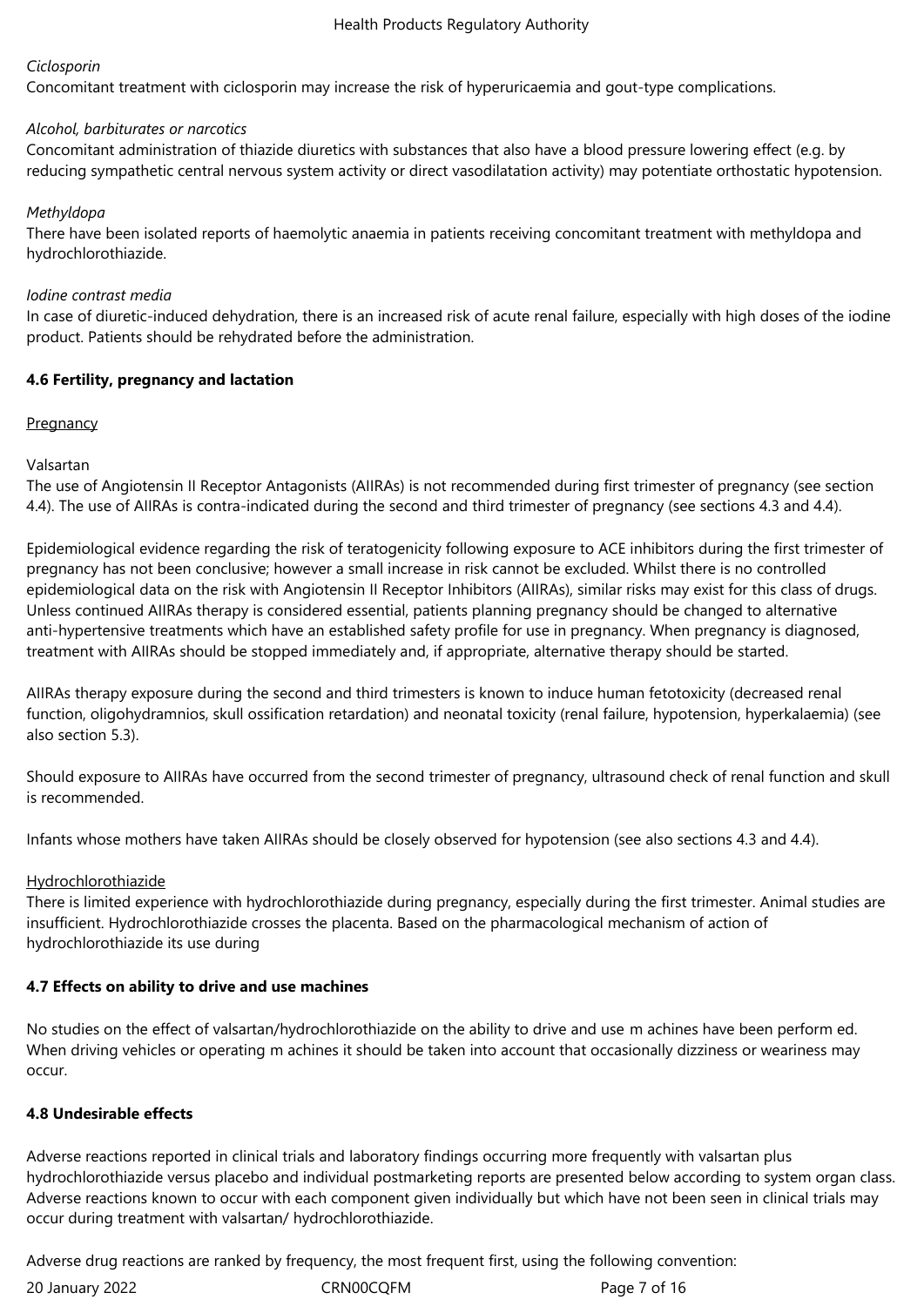*Ciclosporin*
Concomitant treatment with ciclosporin may increase the risk of hyperuricaemia and gout-type complications.

*Alcohol, barbiturates or narcotics*
Concomitant administration of thiazide diuretics with substances that also have a blood pressure lowering effect (e.g. by reducing sympathetic central nervous system activity or direct vasodilatation activity) may potentiate orthostatic hypotension.

*Methyldopa*
There have been isolated reports of haemolytic anaemia in patients receiving concomitant treatment with methyldopa and hydrochlorothiazide.

*Iodine contrast media*
In case of diuretic-induced dehydration, there is an increased risk of acute renal failure, especially with high doses of the iodine product. Patients should be rehydrated before the administration.

**4.6 Fertility, pregnancy and lactation**

Pregnancy

Valsartan
The use of Angiotensin II Receptor Antagonists (AIIRAs) is not recommended during first trimester of pregnancy (see section 4.4). The use of AIIRAs is contra-indicated during the second and third trimester of pregnancy (see sections 4.3 and 4.4).

Epidemiological evidence regarding the risk of teratogenicity following exposure to ACE inhibitors during the first trimester of pregnancy has not been conclusive; however a small increase in risk cannot be excluded. Whilst there is no controlled epidemiological data on the risk with Angiotensin II Receptor Inhibitors (AIIRAs), similar risks may exist for this class of drugs. Unless continued AIIRAs therapy is considered essential, patients planning pregnancy should be changed to alternative anti-hypertensive treatments which have an established safety profile for use in pregnancy. When pregnancy is diagnosed, treatment with AIIRAs should be stopped immediately and, if appropriate, alternative therapy should be started.

AIIRAs therapy exposure during the second and third trimesters is known to induce human fetotoxicity (decreased renal function, oligohydramnios, skull ossification retardation) and neonatal toxicity (renal failure, hypotension, hyperkalaemia) (see also section 5.3).

Should exposure to AIIRAs have occurred from the second trimester of pregnancy, ultrasound check of renal function and skull is recommended.

Infants whose mothers have taken AIIRAs should be closely observed for hypotension (see also sections 4.3 and 4.4).

Hydrochlorothiazide
There is limited experience with hydrochlorothiazide during pregnancy, especially during the first trimester. Animal studies are insufficient. Hydrochlorothiazide crosses the placenta. Based on the pharmacological mechanism of action of hydrochlorothiazide its use during

**4.7 Effects on ability to drive and use machines**

No studies on the effect of valsartan/hydrochlorothiazide on the ability to drive and use m achines have been perform ed. When driving vehicles or operating m achines it should be taken into account that occasionally dizziness or weariness may occur.

**4.8 Undesirable effects**

Adverse reactions reported in clinical trials and laboratory findings occurring more frequently with valsartan plus hydrochlorothiazide versus placebo and individual postmarketing reports are presented below according to system organ class. Adverse reactions known to occur with each component given individually but which have not been seen in clinical trials may occur during treatment with valsartan/ hydrochlorothiazide.

Adverse drug reactions are ranked by frequency, the most frequent first, using the following convention: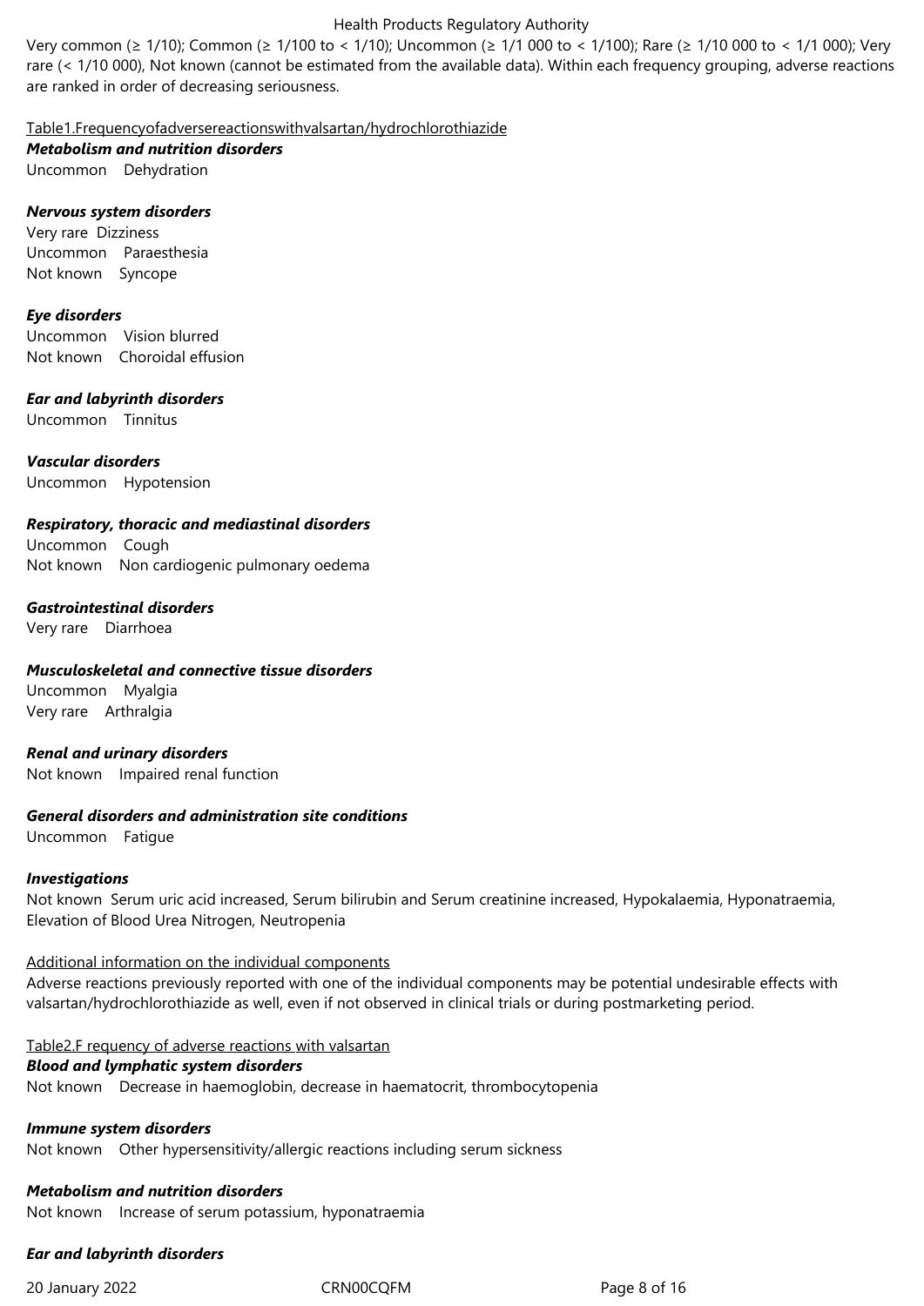Very common (≥ 1/10); Common (≥ 1/100 to < 1/10); Uncommon (≥ 1/1 000 to < 1/100); Rare (≥ 1/10 000 to < 1/1 000); Very rare (< 1/10 000), Not known (cannot be estimated from the available data). Within each frequency grouping, adverse reactions are ranked in order of decreasing seriousness.

Table1.Frequencyofadversereactionswithvalsartan/hydrochlorothiazide

***Metabolism and nutrition disorders***

Uncommon Dehydration

***Nervous system disorders***

Very rare Dizziness
Uncommon Paraesthesia
Not known Syncope

***Eye disorders***

Uncommon Vision blurred
Not known Choroidal effusion

***Ear and labyrinth disorders***

Uncommon Tinnitus

***Vascular disorders***

Uncommon Hypotension

***Respiratory, thoracic and mediastinal disorders***

Uncommon Cough
Not known Non cardiogenic pulmonary oedema

***Gastrointestinal disorders***

Very rare Diarrhoea

***Musculoskeletal and connective tissue disorders***

Uncommon Myalgia
Very rare Arthralgia

***Renal and urinary disorders***

Not known Impaired renal function

***General disorders and administration site conditions***

Uncommon Fatigue

***Investigations***

Not known Serum uric acid increased, Serum bilirubin and Serum creatinine increased, Hypokalaemia, Hyponatraemia, Elevation of Blood Urea Nitrogen, Neutropenia

Additional information on the individual components

Adverse reactions previously reported with one of the individual components may be potential undesirable effects with valsartan/hydrochlorothiazide as well, even if not observed in clinical trials or during postmarketing period.

Table2.F requency of adverse reactions with valsartan

***Blood and lymphatic system disorders***

Not known Decrease in haemoglobin, decrease in haematocrit, thrombocytopenia

***Immune system disorders***

Not known Other hypersensitivity/allergic reactions including serum sickness

***Metabolism and nutrition disorders***

Not known Increase of serum potassium, hyponatraemia

***Ear and labyrinth disorders***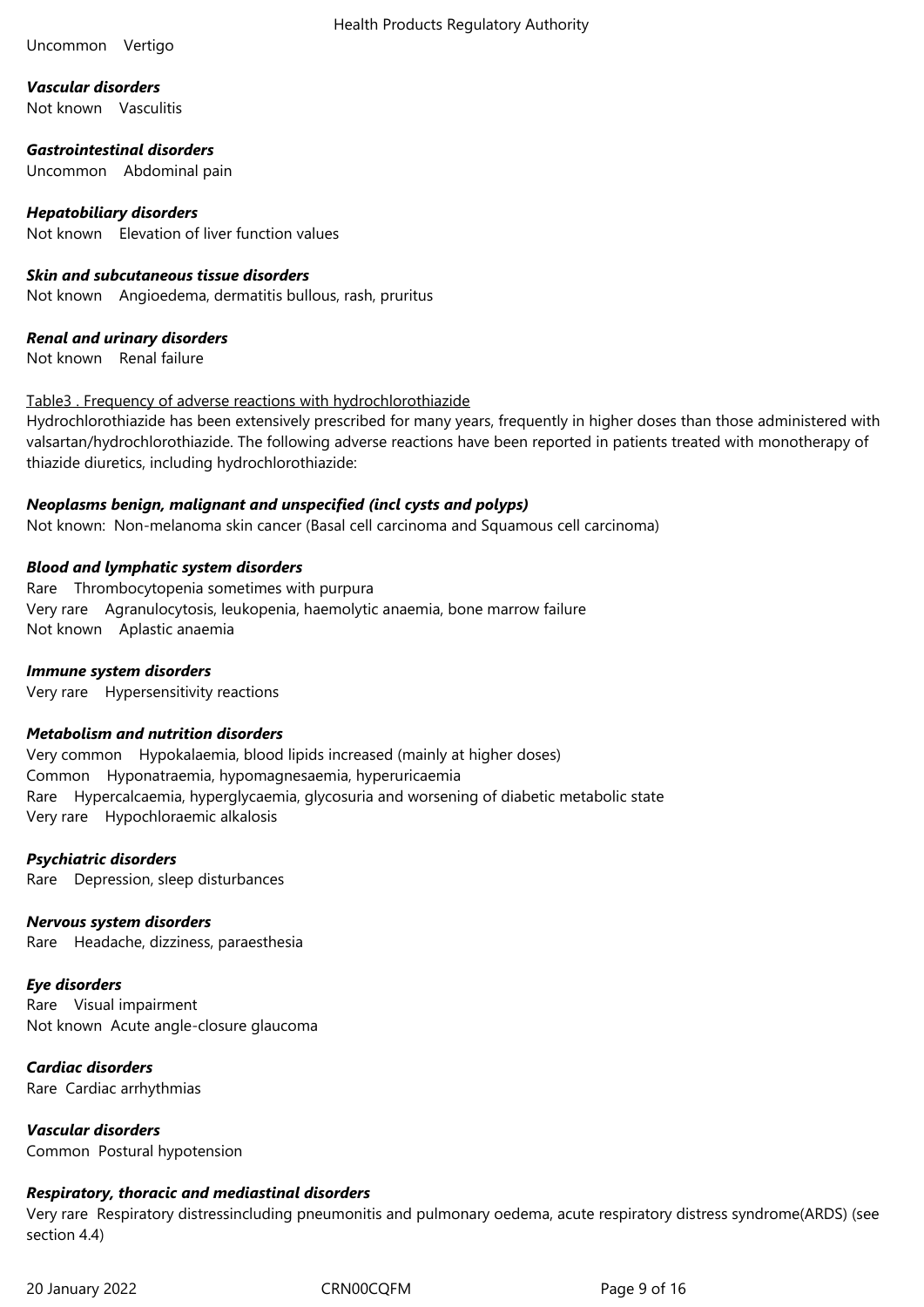Uncommon Vertigo

***Vascular disorders***

Not known Vasculitis

***Gastrointestinal disorders***

Uncommon Abdominal pain

***Hepatobiliary disorders***

Not known Elevation of liver function values

***Skin and subcutaneous tissue disorders***

Not known Angioedema, dermatitis bullous, rash, pruritus

***Renal and urinary disorders***

Not known Renal failure

<u>Table3 . Frequency of adverse reactions with hydrochlorothiazide</u>

Hydrochlorothiazide has been extensively prescribed for many years, frequently in higher doses than those administered with valsartan/hydrochlorothiazide. The following adverse reactions have been reported in patients treated with monotherapy of thiazide diuretics, including hydrochlorothiazide:

***Neoplasms benign, malignant and unspecified (incl cysts and polyps)***

Not known: Non-melanoma skin cancer (Basal cell carcinoma and Squamous cell carcinoma)

***Blood and lymphatic system disorders***

Rare Thrombocytopenia sometimes with purpura

Very rare Agranulocytosis, leukopenia, haemolytic anaemia, bone marrow failure

Not known Aplastic anaemia

***Immune system disorders***

Very rare Hypersensitivity reactions

***Metabolism and nutrition disorders***

Very common Hypokalaemia, blood lipids increased (mainly at higher doses)

Common Hyponatraemia, hypomagnesaemia, hyperuricaemia

Rare Hypercalcaemia, hyperglycaemia, glycosuria and worsening of diabetic metabolic state

Very rare Hypochloraemic alkalosis

***Psychiatric disorders***

Rare Depression, sleep disturbances

***Nervous system disorders***

Rare Headache, dizziness, paraesthesia

***Eye disorders***

Rare Visual impairment

Not known Acute angle-closure glaucoma

***Cardiac disorders***

Rare Cardiac arrhythmias

***Vascular disorders***

Common Postural hypotension

***Respiratory, thoracic and mediastinal disorders***

Very rare Respiratory distressincluding pneumonitis and pulmonary oedema, acute respiratory distress syndrome(ARDS) (see section 4.4)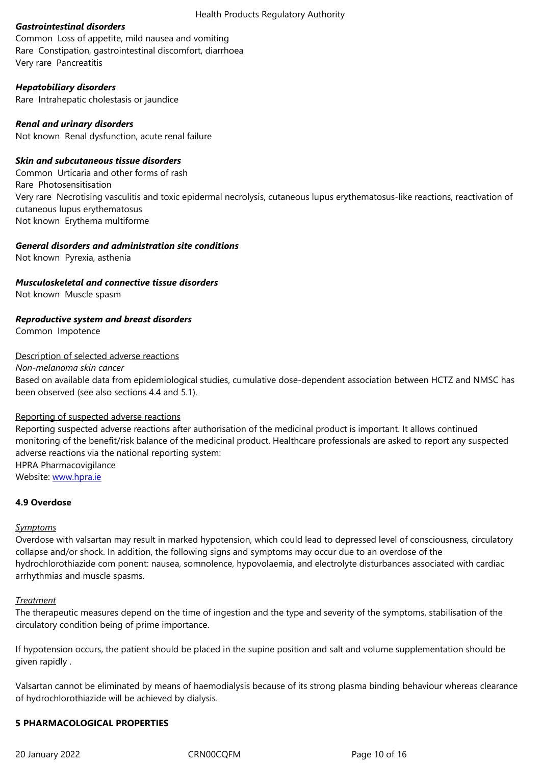***Gastrointestinal disorders***

Common Loss of appetite, mild nausea and vomiting
Rare Constipation, gastrointestinal discomfort, diarrhoea
Very rare Pancreatitis

***Hepatobiliary disorders***

Rare Intrahepatic cholestasis or jaundice

***Renal and urinary disorders***

Not known Renal dysfunction, acute renal failure

***Skin and subcutaneous tissue disorders***

Common Urticaria and other forms of rash
Rare Photosensitisation
Very rare Necrotising vasculitis and toxic epidermal necrolysis, cutaneous lupus erythematosus-like reactions, reactivation of cutaneous lupus erythematosus
Not known Erythema multiforme

***General disorders and administration site conditions***

Not known Pyrexia, asthenia

***Musculoskeletal and connective tissue disorders***

Not known Muscle spasm

***Reproductive system and breast disorders***

Common Impotence

Description of selected adverse reactions

*Non-melanoma skin cancer*

Based on available data from epidemiological studies, cumulative dose-dependent association between HCTZ and NMSC has been observed (see also sections 4.4 and 5.1).

Reporting of suspected adverse reactions

Reporting suspected adverse reactions after authorisation of the medicinal product is important. It allows continued monitoring of the benefit/risk balance of the medicinal product. Healthcare professionals are asked to report any suspected adverse reactions via the national reporting system:
HPRA Pharmacovigilance
Website: www.hpra.ie

**4.9 Overdose**

*Symptoms*

Overdose with valsartan may result in marked hypotension, which could lead to depressed level of consciousness, circulatory collapse and/or shock. In addition, the following signs and symptoms may occur due to an overdose of the hydrochlorothiazide com ponent: nausea, somnolence, hypovolaemia, and electrolyte disturbances associated with cardiac arrhythmias and muscle spasms.

*Treatment*

The therapeutic measures depend on the time of ingestion and the type and severity of the symptoms, stabilisation of the circulatory condition being of prime importance.

If hypotension occurs, the patient should be placed in the supine position and salt and volume supplementation should be given rapidly .

Valsartan cannot be eliminated by means of haemodialysis because of its strong plasma binding behaviour whereas clearance of hydrochlorothiazide will be achieved by dialysis.

**5 PHARMACOLOGICAL PROPERTIES**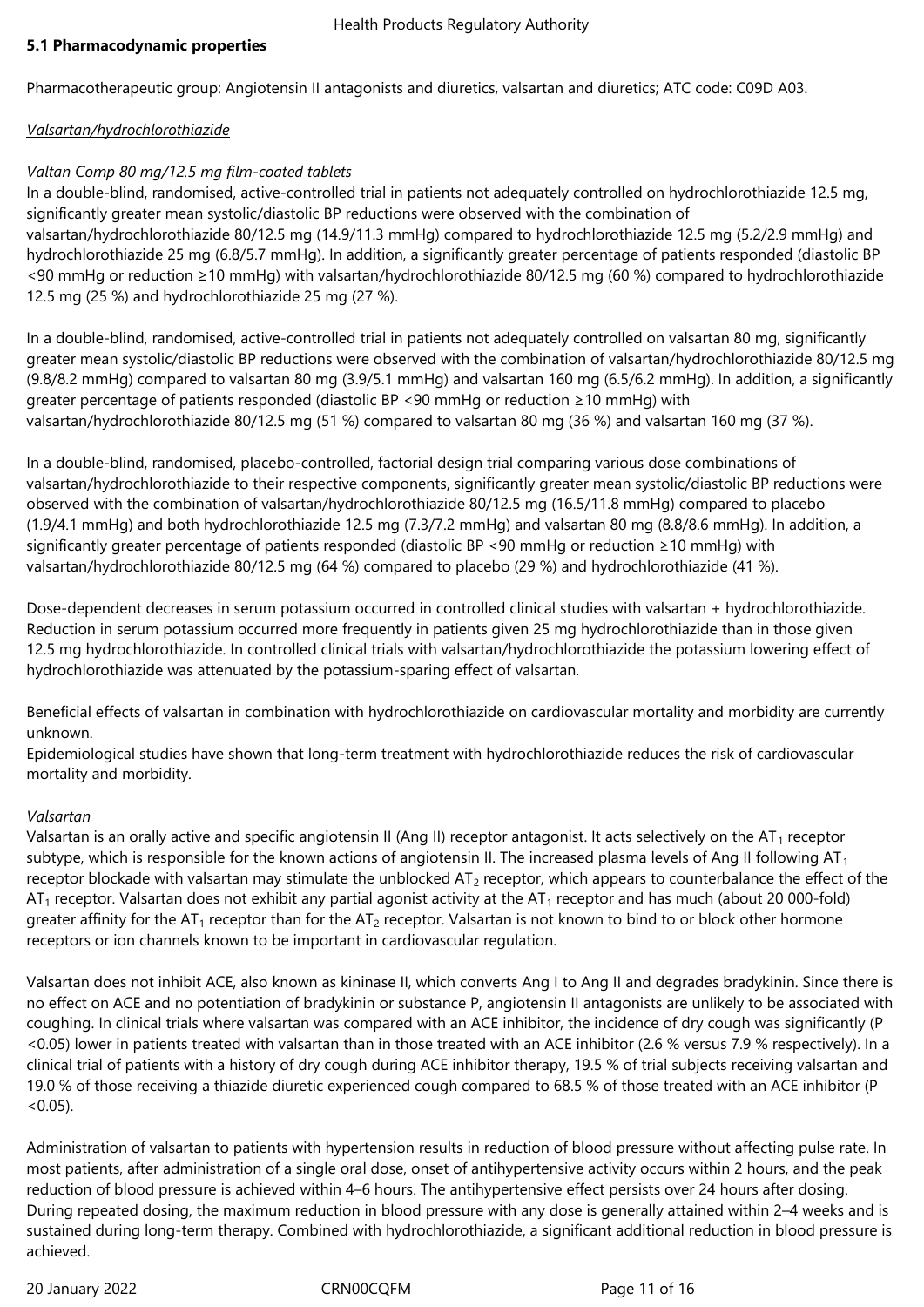## 5.1 Pharmacodynamic properties

Pharmacotherapeutic group: Angiotensin II antagonists and diuretics, valsartan and diuretics; ATC code: C09D A03.

*Valsartan/hydrochlorothiazide*

*Valtan Comp 80 mg/12.5 mg film-coated tablets*

In a double-blind, randomised, active-controlled trial in patients not adequately controlled on hydrochlorothiazide 12.5 mg, significantly greater mean systolic/diastolic BP reductions were observed with the combination of valsartan/hydrochlorothiazide 80/12.5 mg (14.9/11.3 mmHg) compared to hydrochlorothiazide 12.5 mg (5.2/2.9 mmHg) and hydrochlorothiazide 25 mg (6.8/5.7 mmHg). In addition, a significantly greater percentage of patients responded (diastolic BP <90 mmHg or reduction ≥10 mmHg) with valsartan/hydrochlorothiazide 80/12.5 mg (60 %) compared to hydrochlorothiazide 12.5 mg (25 %) and hydrochlorothiazide 25 mg (27 %).

In a double-blind, randomised, active-controlled trial in patients not adequately controlled on valsartan 80 mg, significantly greater mean systolic/diastolic BP reductions were observed with the combination of valsartan/hydrochlorothiazide 80/12.5 mg (9.8/8.2 mmHg) compared to valsartan 80 mg (3.9/5.1 mmHg) and valsartan 160 mg (6.5/6.2 mmHg). In addition, a significantly greater percentage of patients responded (diastolic BP <90 mmHg or reduction ≥10 mmHg) with valsartan/hydrochlorothiazide 80/12.5 mg (51 %) compared to valsartan 80 mg (36 %) and valsartan 160 mg (37 %).

In a double-blind, randomised, placebo-controlled, factorial design trial comparing various dose combinations of valsartan/hydrochlorothiazide to their respective components, significantly greater mean systolic/diastolic BP reductions were observed with the combination of valsartan/hydrochlorothiazide 80/12.5 mg (16.5/11.8 mmHg) compared to placebo (1.9/4.1 mmHg) and both hydrochlorothiazide 12.5 mg (7.3/7.2 mmHg) and valsartan 80 mg (8.8/8.6 mmHg). In addition, a significantly greater percentage of patients responded (diastolic BP <90 mmHg or reduction ≥10 mmHg) with valsartan/hydrochlorothiazide 80/12.5 mg (64 %) compared to placebo (29 %) and hydrochlorothiazide (41 %).

Dose-dependent decreases in serum potassium occurred in controlled clinical studies with valsartan + hydrochlorothiazide. Reduction in serum potassium occurred more frequently in patients given 25 mg hydrochlorothiazide than in those given 12.5 mg hydrochlorothiazide. In controlled clinical trials with valsartan/hydrochlorothiazide the potassium lowering effect of hydrochlorothiazide was attenuated by the potassium-sparing effect of valsartan.

Beneficial effects of valsartan in combination with hydrochlorothiazide on cardiovascular mortality and morbidity are currently unknown.
Epidemiological studies have shown that long-term treatment with hydrochlorothiazide reduces the risk of cardiovascular mortality and morbidity.

*Valsartan*

Valsartan is an orally active and specific angiotensin II (Ang II) receptor antagonist. It acts selectively on the $AT_1$ receptor subtype, which is responsible for the known actions of angiotensin II. The increased plasma levels of Ang II following $AT_1$ receptor blockade with valsartan may stimulate the unblocked $AT_2$ receptor, which appears to counterbalance the effect of the $AT_1$ receptor. Valsartan does not exhibit any partial agonist activity at the $AT_1$ receptor and has much (about 20 000-fold) greater affinity for the $AT_1$ receptor than for the $AT_2$ receptor. Valsartan is not known to bind to or block other hormone receptors or ion channels known to be important in cardiovascular regulation.

Valsartan does not inhibit ACE, also known as kininase II, which converts Ang I to Ang II and degrades bradykinin. Since there is no effect on ACE and no potentiation of bradykinin or substance P, angiotensin II antagonists are unlikely to be associated with coughing. In clinical trials where valsartan was compared with an ACE inhibitor, the incidence of dry cough was significantly (P <0.05) lower in patients treated with valsartan than in those treated with an ACE inhibitor (2.6 % versus 7.9 % respectively). In a clinical trial of patients with a history of dry cough during ACE inhibitor therapy, 19.5 % of trial subjects receiving valsartan and 19.0 % of those receiving a thiazide diuretic experienced cough compared to 68.5 % of those treated with an ACE inhibitor (P <0.05).

Administration of valsartan to patients with hypertension results in reduction of blood pressure without affecting pulse rate. In most patients, after administration of a single oral dose, onset of antihypertensive activity occurs within 2 hours, and the peak reduction of blood pressure is achieved within 4–6 hours. The antihypertensive effect persists over 24 hours after dosing. During repeated dosing, the maximum reduction in blood pressure with any dose is generally attained within 2–4 weeks and is sustained during long-term therapy. Combined with hydrochlorothiazide, a significant additional reduction in blood pressure is achieved.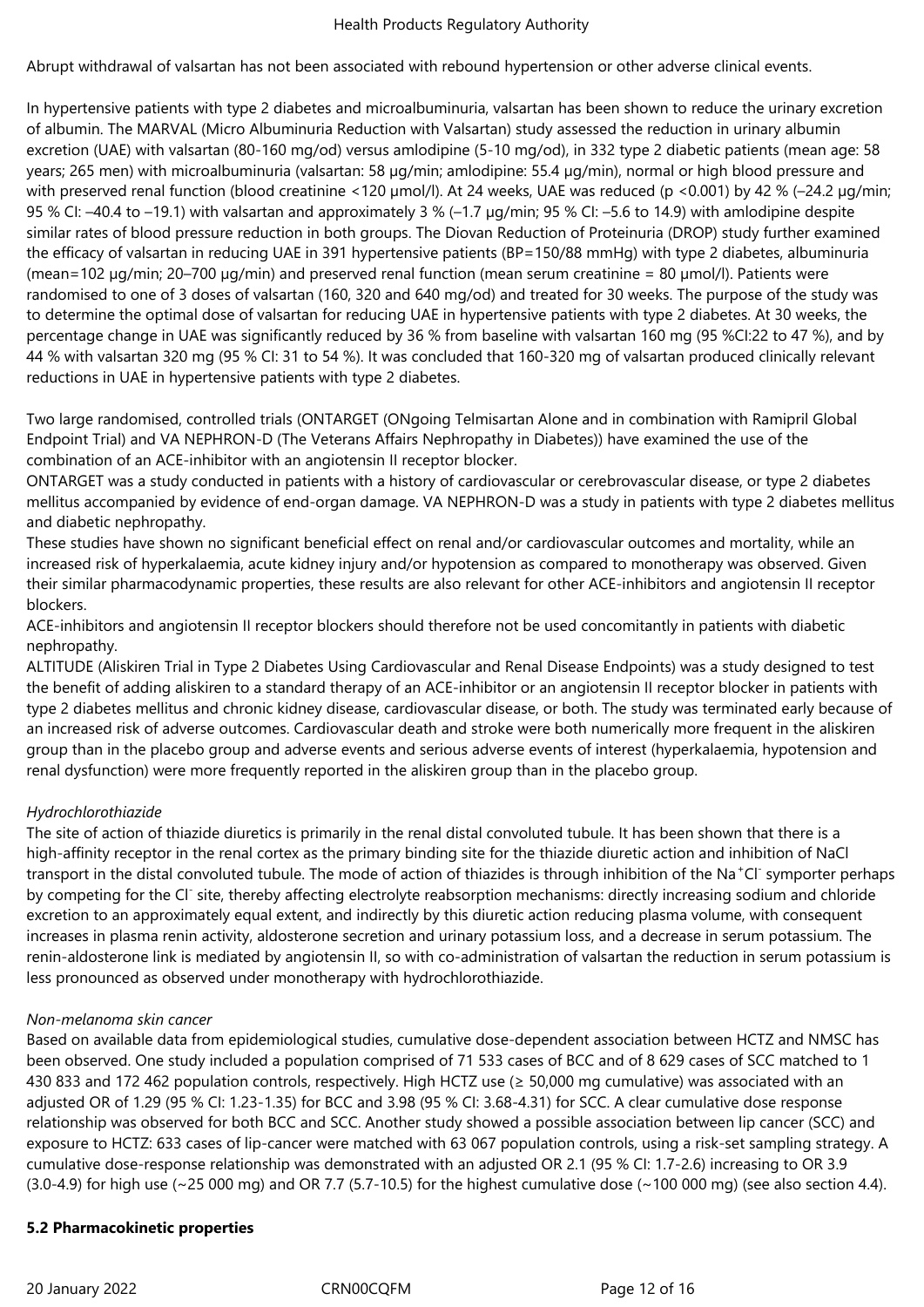Abrupt withdrawal of valsartan has not been associated with rebound hypertension or other adverse clinical events.

In hypertensive patients with type 2 diabetes and microalbuminuria, valsartan has been shown to reduce the urinary excretion of albumin. The MARVAL (Micro Albuminuria Reduction with Valsartan) study assessed the reduction in urinary albumin excretion (UAE) with valsartan (80-160 mg/od) versus amlodipine (5-10 mg/od), in 332 type 2 diabetic patients (mean age: 58 years; 265 men) with microalbuminuria (valsartan: 58 µg/min; amlodipine: 55.4 µg/min), normal or high blood pressure and with preserved renal function (blood creatinine <120 µmol/l). At 24 weeks, UAE was reduced ($p < 0.001$) by 42 % (–24.2 µg/min; 95 % CI: –40.4 to –19.1) with valsartan and approximately 3 % (–1.7 µg/min; 95 % CI: –5.6 to 14.9) with amlodipine despite similar rates of blood pressure reduction in both groups. The Diovan Reduction of Proteinuria (DROP) study further examined the efficacy of valsartan in reducing UAE in 391 hypertensive patients (BP=150/88 mmHg) with type 2 diabetes, albuminuria (mean=102 µg/min; 20–700 µg/min) and preserved renal function (mean serum creatinine = 80 µmol/l). Patients were randomised to one of 3 doses of valsartan (160, 320 and 640 mg/od) and treated for 30 weeks. The purpose of the study was to determine the optimal dose of valsartan for reducing UAE in hypertensive patients with type 2 diabetes. At 30 weeks, the percentage change in UAE was significantly reduced by 36 % from baseline with valsartan 160 mg (95 %CI:22 to 47 %), and by 44 % with valsartan 320 mg (95 % CI: 31 to 54 %). It was concluded that 160-320 mg of valsartan produced clinically relevant reductions in UAE in hypertensive patients with type 2 diabetes.

Two large randomised, controlled trials (ONTARGET (ONgoing Telmisartan Alone and in combination with Ramipril Global Endpoint Trial) and VA NEPHRON-D (The Veterans Affairs Nephropathy in Diabetes)) have examined the use of the combination of an ACE-inhibitor with an angiotensin II receptor blocker.
ONTARGET was a study conducted in patients with a history of cardiovascular or cerebrovascular disease, or type 2 diabetes mellitus accompanied by evidence of end-organ damage. VA NEPHRON-D was a study in patients with type 2 diabetes mellitus and diabetic nephropathy.
These studies have shown no significant beneficial effect on renal and/or cardiovascular outcomes and mortality, while an increased risk of hyperkalaemia, acute kidney injury and/or hypotension as compared to monotherapy was observed. Given their similar pharmacodynamic properties, these results are also relevant for other ACE-inhibitors and angiotensin II receptor blockers.
ACE-inhibitors and angiotensin II receptor blockers should therefore not be used concomitantly in patients with diabetic nephropathy.
ALTITUDE (Aliskiren Trial in Type 2 Diabetes Using Cardiovascular and Renal Disease Endpoints) was a study designed to test the benefit of adding aliskiren to a standard therapy of an ACE-inhibitor or an angiotensin II receptor blocker in patients with type 2 diabetes mellitus and chronic kidney disease, cardiovascular disease, or both. The study was terminated early because of an increased risk of adverse outcomes. Cardiovascular death and stroke were both numerically more frequent in the aliskiren group than in the placebo group and adverse events and serious adverse events of interest (hyperkalaemia, hypotension and renal dysfunction) were more frequently reported in the aliskiren group than in the placebo group.

*Hydrochlorothiazide*
The site of action of thiazide diuretics is primarily in the renal distal convoluted tubule. It has been shown that there is a high-affinity receptor in the renal cortex as the primary binding site for the thiazide diuretic action and inhibition of NaCl transport in the distal convoluted tubule. The mode of action of thiazides is through inhibition of the $Na^{+}Cl^{-}$ symporter perhaps by competing for the $Cl^{-}$ site, thereby affecting electrolyte reabsorption mechanisms: directly increasing sodium and chloride excretion to an approximately equal extent, and indirectly by this diuretic action reducing plasma volume, with consequent increases in plasma renin activity, aldosterone secretion and urinary potassium loss, and a decrease in serum potassium. The renin-aldosterone link is mediated by angiotensin II, so with co-administration of valsartan the reduction in serum potassium is less pronounced as observed under monotherapy with hydrochlorothiazide.

*Non-melanoma skin cancer*
Based on available data from epidemiological studies, cumulative dose-dependent association between HCTZ and NMSC has been observed. One study included a population comprised of 71 533 cases of BCC and of 8 629 cases of SCC matched to 1 430 833 and 172 462 population controls, respectively. High HCTZ use (≥ 50,000 mg cumulative) was associated with an adjusted OR of 1.29 (95 % CI: 1.23-1.35) for BCC and 3.98 (95 % CI: 3.68-4.31) for SCC. A clear cumulative dose response relationship was observed for both BCC and SCC. Another study showed a possible association between lip cancer (SCC) and exposure to HCTZ: 633 cases of lip-cancer were matched with 63 067 population controls, using a risk-set sampling strategy. A cumulative dose-response relationship was demonstrated with an adjusted OR 2.1 (95 % CI: 1.7-2.6) increasing to OR 3.9 (3.0-4.9) for high use (~25 000 mg) and OR 7.7 (5.7-10.5) for the highest cumulative dose (~100 000 mg) (see also section 4.4).

**5.2 Pharmacokinetic properties**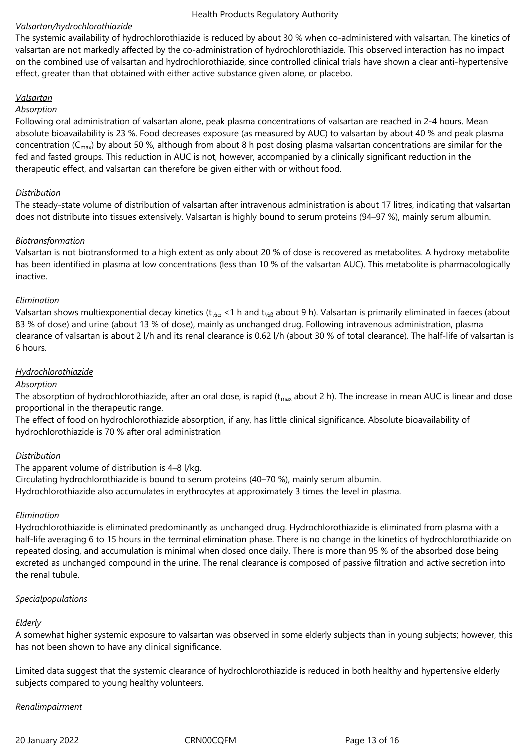*Valsartan/hydrochlorothiazide*

The systemic availability of hydrochlorothiazide is reduced by about 30 % when co-administered with valsartan. The kinetics of valsartan are not markedly affected by the co-administration of hydrochlorothiazide. This observed interaction has no impact on the combined use of valsartan and hydrochlorothiazide, since controlled clinical trials have shown a clear anti-hypertensive effect, greater than that obtained with either active substance given alone, or placebo.

*Valsartan*

*Absorption*

Following oral administration of valsartan alone, peak plasma concentrations of valsartan are reached in 2-4 hours. Mean absolute bioavailability is 23 %. Food decreases exposure (as measured by AUC) to valsartan by about 40 % and peak plasma concentration ($C_{max}$) by about 50 %, although from about 8 h post dosing plasma valsartan concentrations are similar for the fed and fasted groups. This reduction in AUC is not, however, accompanied by a clinically significant reduction in the therapeutic effect, and valsartan can therefore be given either with or without food.

*Distribution*

The steady-state volume of distribution of valsartan after intravenous administration is about 17 litres, indicating that valsartan does not distribute into tissues extensively. Valsartan is highly bound to serum proteins (94–97 %), mainly serum albumin.

*Biotransformation*

Valsartan is not biotransformed to a high extent as only about 20 % of dose is recovered as metabolites. A hydroxy metabolite has been identified in plasma at low concentrations (less than 10 % of the valsartan AUC). This metabolite is pharmacologically inactive.

*Elimination*

Valsartan shows multiexponential decay kinetics ($t_{½\alpha}$ <1 h and $t_{½\beta}$ about 9 h). Valsartan is primarily eliminated in faeces (about 83 % of dose) and urine (about 13 % of dose), mainly as unchanged drug. Following intravenous administration, plasma clearance of valsartan is about 2 l/h and its renal clearance is 0.62 l/h (about 30 % of total clearance). The half-life of valsartan is 6 hours.

*Hydrochlorothiazide*

*Absorption*

The absorption of hydrochlorothiazide, after an oral dose, is rapid ($t_{max}$ about 2 h). The increase in mean AUC is linear and dose proportional in the therapeutic range.

The effect of food on hydrochlorothiazide absorption, if any, has little clinical significance. Absolute bioavailability of hydrochlorothiazide is 70 % after oral administration

*Distribution*

The apparent volume of distribution is 4–8 l/kg.

Circulating hydrochlorothiazide is bound to serum proteins (40–70 %), mainly serum albumin.

Hydrochlorothiazide also accumulates in erythrocytes at approximately 3 times the level in plasma.

*Elimination*

Hydrochlorothiazide is eliminated predominantly as unchanged drug. Hydrochlorothiazide is eliminated from plasma with a half-life averaging 6 to 15 hours in the terminal elimination phase. There is no change in the kinetics of hydrochlorothiazide on repeated dosing, and accumulation is minimal when dosed once daily. There is more than 95 % of the absorbed dose being excreted as unchanged compound in the urine. The renal clearance is composed of passive filtration and active secretion into the renal tubule.

*Specialpopulations*

*Elderly*

A somewhat higher systemic exposure to valsartan was observed in some elderly subjects than in young subjects; however, this has not been shown to have any clinical significance.

Limited data suggest that the systemic clearance of hydrochlorothiazide is reduced in both healthy and hypertensive elderly subjects compared to young healthy volunteers.

*Renalimpairment*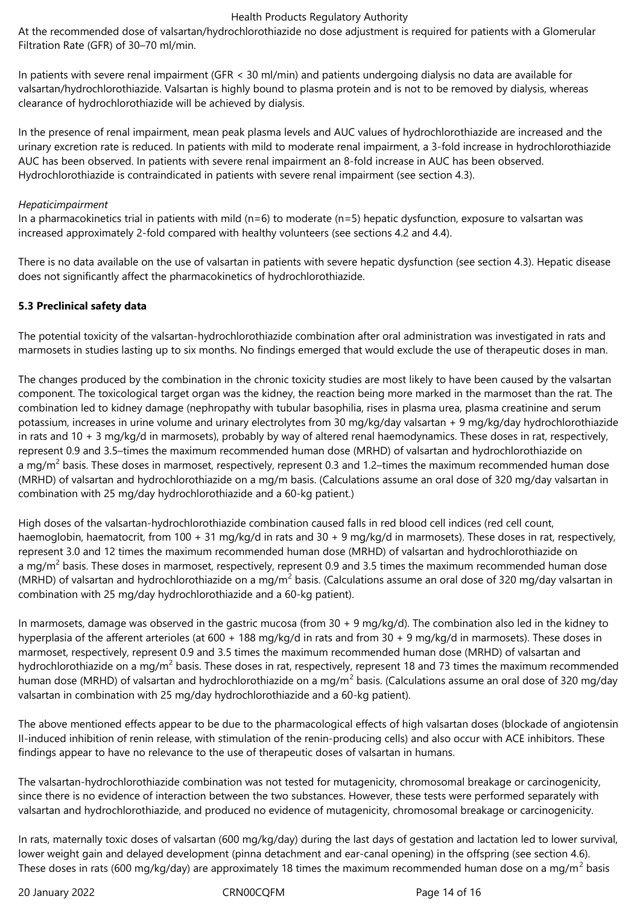At the recommended dose of valsartan/hydrochlorothiazide no dose adjustment is required for patients with a Glomerular Filtration Rate (GFR) of 30–70 ml/min.

In patients with severe renal impairment (GFR < 30 ml/min) and patients undergoing dialysis no data are available for valsartan/hydrochlorothiazide. Valsartan is highly bound to plasma protein and is not to be removed by dialysis, whereas clearance of hydrochlorothiazide will be achieved by dialysis.

In the presence of renal impairment, mean peak plasma levels and AUC values of hydrochlorothiazide are increased and the urinary excretion rate is reduced. In patients with mild to moderate renal impairment, a 3-fold increase in hydrochlorothiazide AUC has been observed. In patients with severe renal impairment an 8-fold increase in AUC has been observed. Hydrochlorothiazide is contraindicated in patients with severe renal impairment (see section 4.3).

*Hepaticimpairment*

In a pharmacokinetics trial in patients with mild (n=6) to moderate (n=5) hepatic dysfunction, exposure to valsartan was increased approximately 2-fold compared with healthy volunteers (see sections 4.2 and 4.4).

There is no data available on the use of valsartan in patients with severe hepatic dysfunction (see section 4.3). Hepatic disease does not significantly affect the pharmacokinetics of hydrochlorothiazide.

**5.3 Preclinical safety data**

The potential toxicity of the valsartan-hydrochlorothiazide combination after oral administration was investigated in rats and marmosets in studies lasting up to six months. No findings emerged that would exclude the use of therapeutic doses in man.

The changes produced by the combination in the chronic toxicity studies are most likely to have been caused by the valsartan component. The toxicological target organ was the kidney, the reaction being more marked in the marmoset than the rat. The combination led to kidney damage (nephropathy with tubular basophilia, rises in plasma urea, plasma creatinine and serum potassium, increases in urine volume and urinary electrolytes from 30 mg/kg/day valsartan + 9 mg/kg/day hydrochlorothiazide in rats and 10 + 3 mg/kg/d in marmosets), probably by way of altered renal haemodynamics. These doses in rat, respectively, represent 0.9 and 3.5–times the maximum recommended human dose (MRHD) of valsartan and hydrochlorothiazide on a mg/$m^2$ basis. These doses in marmoset, respectively, represent 0.3 and 1.2–times the maximum recommended human dose (MRHD) of valsartan and hydrochlorothiazide on a mg/m basis. (Calculations assume an oral dose of 320 mg/day valsartan in combination with 25 mg/day hydrochlorothiazide and a 60-kg patient.)

High doses of the valsartan-hydrochlorothiazide combination caused falls in red blood cell indices (red cell count, haemoglobin, haematocrit, from 100 + 31 mg/kg/d in rats and 30 + 9 mg/kg/d in marmosets). These doses in rat, respectively, represent 3.0 and 12 times the maximum recommended human dose (MRHD) of valsartan and hydrochlorothiazide on a mg/$m^2$ basis. These doses in marmoset, respectively, represent 0.9 and 3.5 times the maximum recommended human dose (MRHD) of valsartan and hydrochlorothiazide on a mg/$m^2$ basis. (Calculations assume an oral dose of 320 mg/day valsartan in combination with 25 mg/day hydrochlorothiazide and a 60-kg patient).

In marmosets, damage was observed in the gastric mucosa (from 30 + 9 mg/kg/d). The combination also led in the kidney to hyperplasia of the afferent arterioles (at 600 + 188 mg/kg/d in rats and from 30 + 9 mg/kg/d in marmosets). These doses in marmoset, respectively, represent 0.9 and 3.5 times the maximum recommended human dose (MRHD) of valsartan and hydrochlorothiazide on a mg/$m^2$ basis. These doses in rat, respectively, represent 18 and 73 times the maximum recommended human dose (MRHD) of valsartan and hydrochlorothiazide on a mg/$m^2$ basis. (Calculations assume an oral dose of 320 mg/day valsartan in combination with 25 mg/day hydrochlorothiazide and a 60-kg patient).

The above mentioned effects appear to be due to the pharmacological effects of high valsartan doses (blockade of angiotensin II-induced inhibition of renin release, with stimulation of the renin-producing cells) and also occur with ACE inhibitors. These findings appear to have no relevance to the use of therapeutic doses of valsartan in humans.

The valsartan-hydrochlorothiazide combination was not tested for mutagenicity, chromosomal breakage or carcinogenicity, since there is no evidence of interaction between the two substances. However, these tests were performed separately with valsartan and hydrochlorothiazide, and produced no evidence of mutagenicity, chromosomal breakage or carcinogenicity.

In rats, maternally toxic doses of valsartan (600 mg/kg/day) during the last days of gestation and lactation led to lower survival, lower weight gain and delayed development (pinna detachment and ear-canal opening) in the offspring (see section 4.6). These doses in rats (600 mg/kg/day) are approximately 18 times the maximum recommended human dose on a mg/$m^2$ basis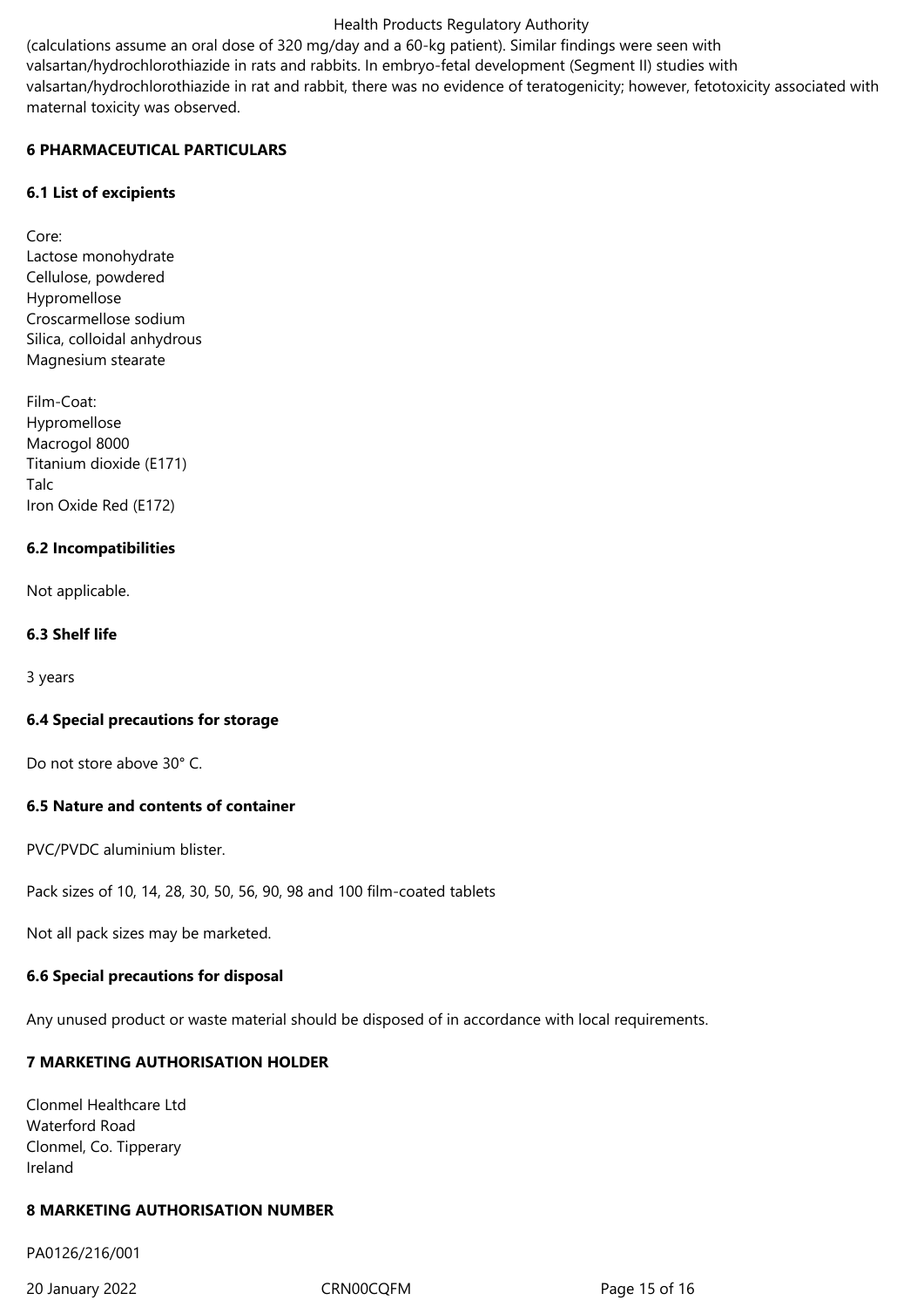(calculations assume an oral dose of 320 mg/day and a 60-kg patient). Similar findings were seen with valsartan/hydrochlorothiazide in rats and rabbits. In embryo-fetal development (Segment II) studies with valsartan/hydrochlorothiazide in rat and rabbit, there was no evidence of teratogenicity; however, fetotoxicity associated with maternal toxicity was observed.

## 6 PHARMACEUTICAL PARTICULARS

### 6.1 List of excipients

Core:
Lactose monohydrate
Cellulose, powdered
Hypromellose
Croscarmellose sodium
Silica, colloidal anhydrous
Magnesium stearate

Film-Coat:
Hypromellose
Macrogol 8000
Titanium dioxide (E171)
Talc
Iron Oxide Red (E172)

### 6.2 Incompatibilities

Not applicable.

### 6.3 Shelf life

3 years

### 6.4 Special precautions for storage

Do not store above 30° C.

### 6.5 Nature and contents of container

PVC/PVDC aluminium blister.

Pack sizes of 10, 14, 28, 30, 50, 56, 90, 98 and 100 film-coated tablets

Not all pack sizes may be marketed.

### 6.6 Special precautions for disposal

Any unused product or waste material should be disposed of in accordance with local requirements.

## 7 MARKETING AUTHORISATION HOLDER

Clonmel Healthcare Ltd
Waterford Road
Clonmel, Co. Tipperary
Ireland

## 8 MARKETING AUTHORISATION NUMBER

PA0126/216/001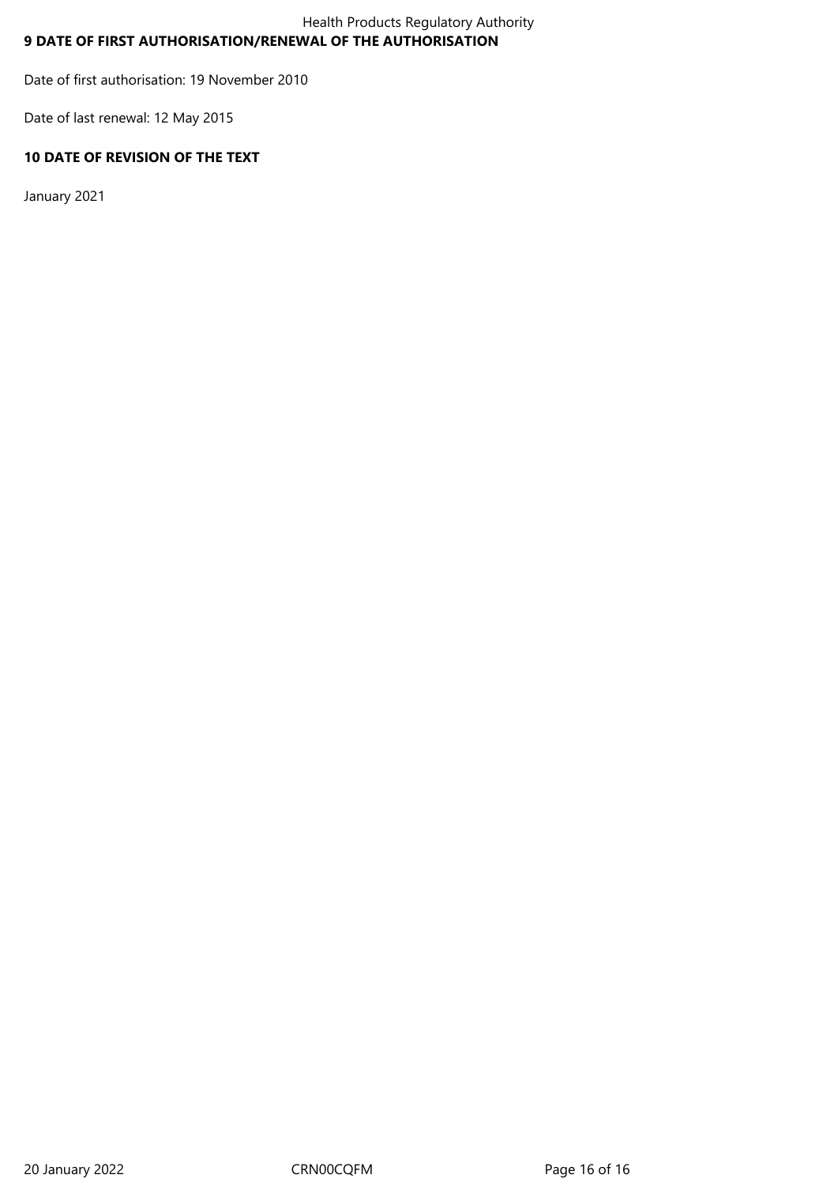## 9 DATE OF FIRST AUTHORISATION/RENEWAL OF THE AUTHORISATION

Date of first authorisation: 19 November 2010

Date of last renewal: 12 May 2015

## 10 DATE OF REVISION OF THE TEXT

January 2021